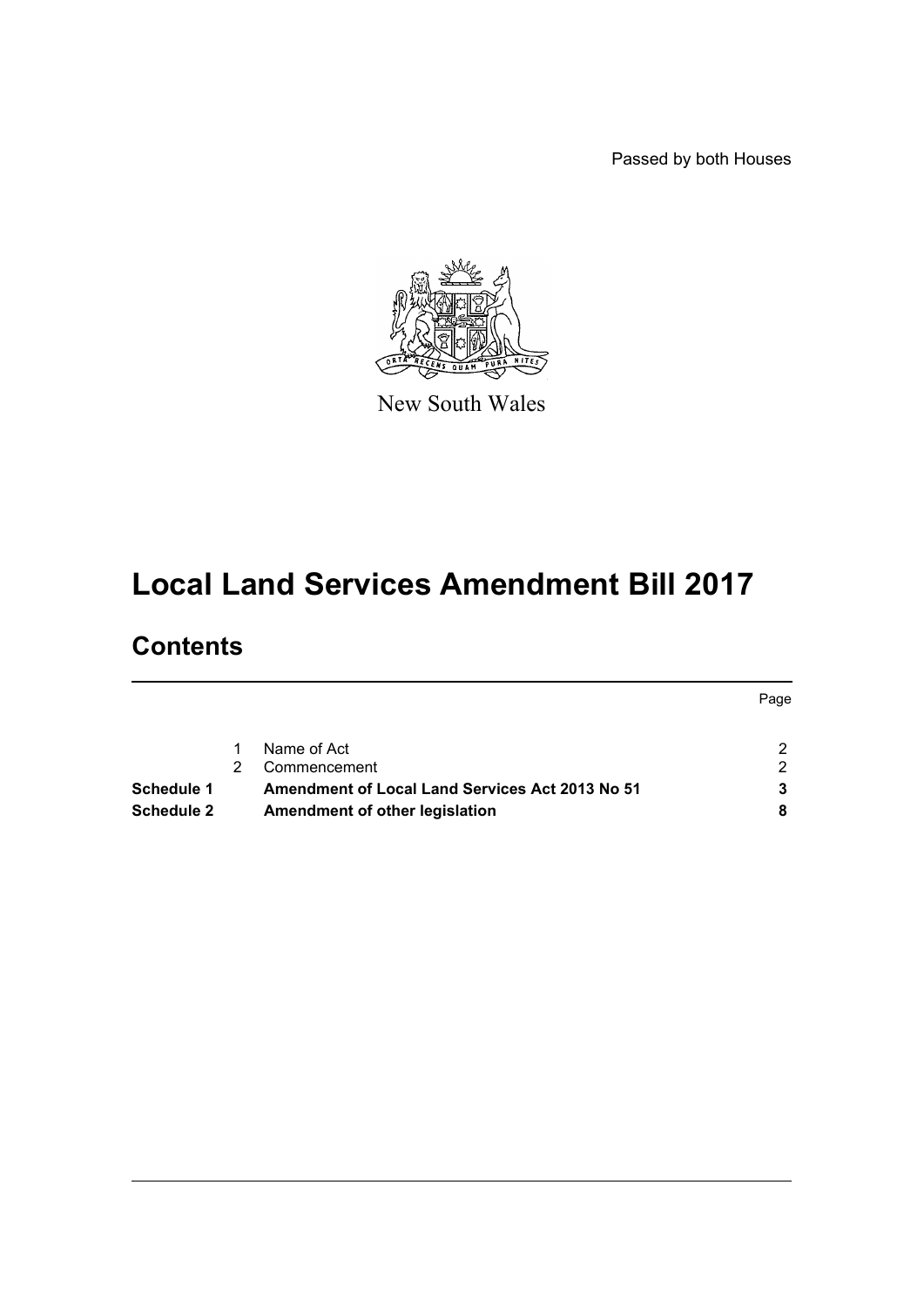Passed by both Houses

New South Wales

# Local Land Services Amendment Bill 2017

## Contents

| | | | Page |
|---|---|---|---|
| | 1 | Name of Act | 2 |
| | 2 | Commencement | 2 |
| **Schedule 1** | | **Amendment of Local Land Services Act 2013 No 51** | **3** |
| **Schedule 2** | | **Amendment of other legislation** | **8** |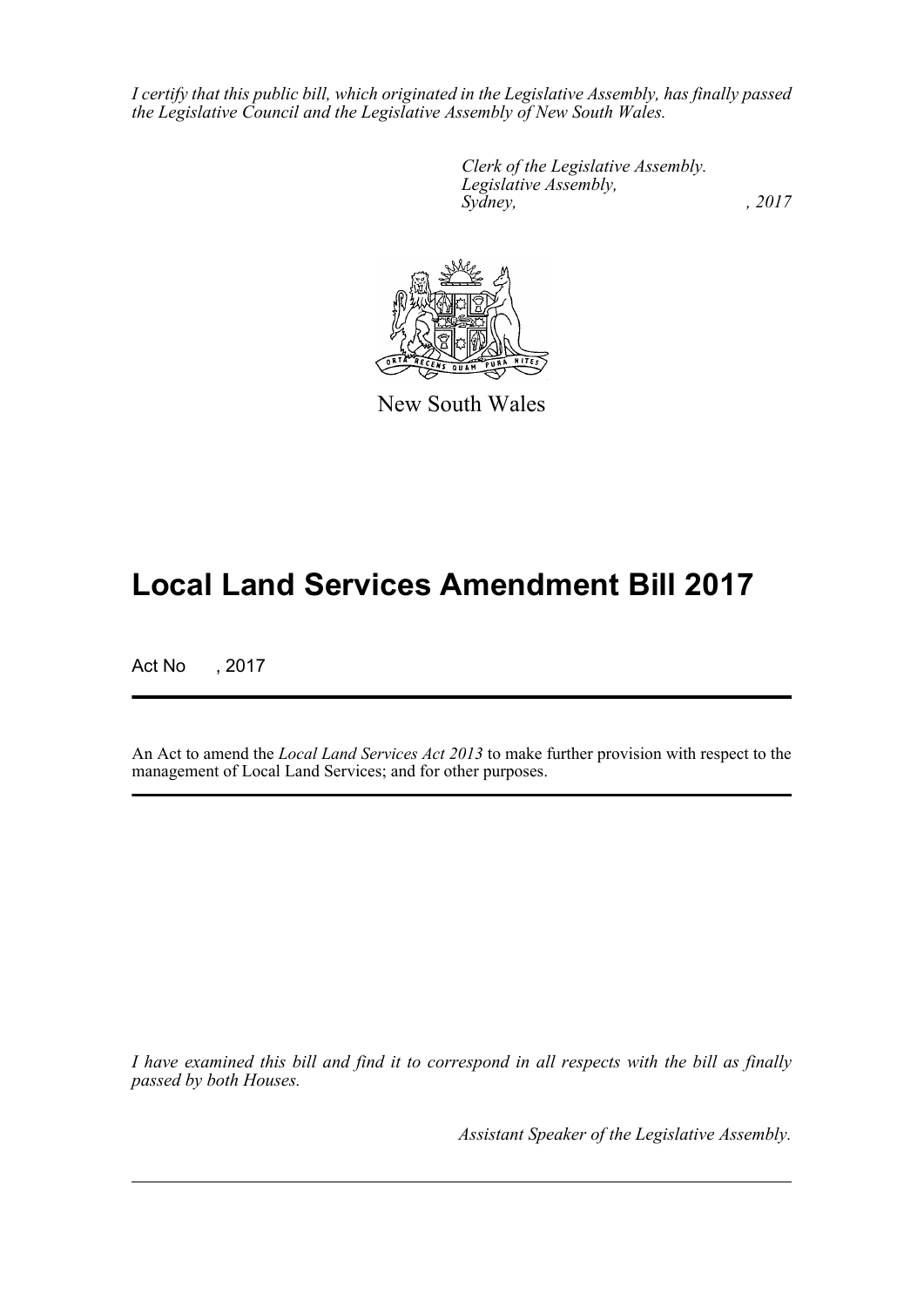*I certify that this public bill, which originated in the Legislative Assembly, has finally passed the Legislative Council and the Legislative Assembly of New South Wales.*

*Clerk of the Legislative Assembly.*
*Legislative Assembly,*
*Sydney, , 2017*

New South Wales

# Local Land Services Amendment Bill 2017

Act No , 2017

An Act to amend the *Local Land Services Act 2013* to make further provision with respect to the management of Local Land Services; and for other purposes.

*I have examined this bill and find it to correspond in all respects with the bill as finally passed by both Houses.*

*Assistant Speaker of the Legislative Assembly.*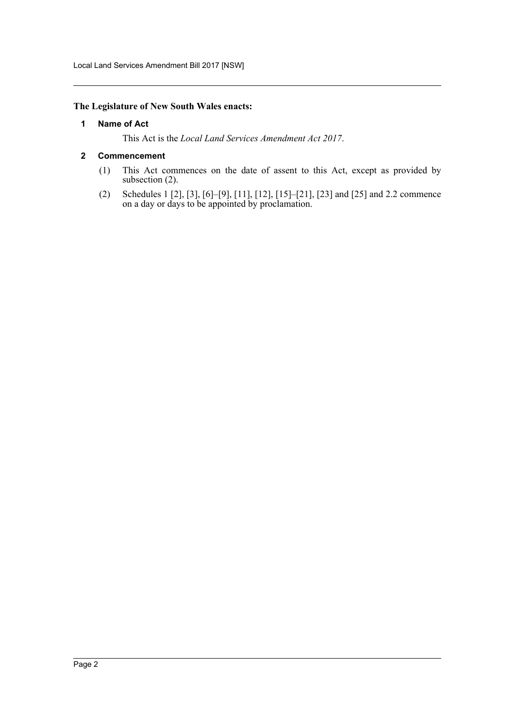**The Legislature of New South Wales enacts:**

## 1 Name of Act

This Act is the *Local Land Services Amendment Act 2017*.

## 2 Commencement

(1) This Act commences on the date of assent to this Act, except as provided by subsection (2).

(2) Schedules 1 [2], [3], [6]–[9], [11], [12], [15]–[21], [23] and [25] and 2.2 commence on a day or days to be appointed by proclamation.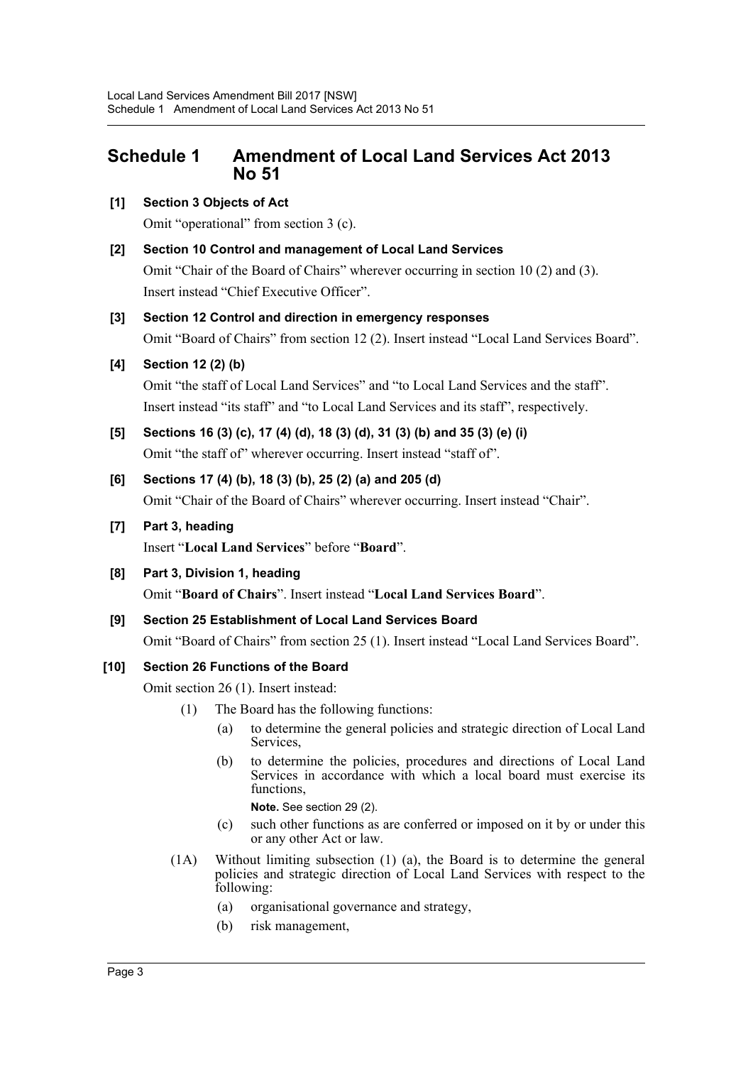# Schedule 1 Amendment of Local Land Services Act 2013 No 51

**[1] Section 3 Objects of Act**

Omit "operational" from section 3 (c).

**[2] Section 10 Control and management of Local Land Services**

Omit "Chair of the Board of Chairs" wherever occurring in section 10 (2) and (3). Insert instead "Chief Executive Officer".

**[3] Section 12 Control and direction in emergency responses**

Omit "Board of Chairs" from section 12 (2). Insert instead "Local Land Services Board".

**[4] Section 12 (2) (b)**

Omit "the staff of Local Land Services" and "to Local Land Services and the staff". Insert instead "its staff" and "to Local Land Services and its staff", respectively.

**[5] Sections 16 (3) (c), 17 (4) (d), 18 (3) (d), 31 (3) (b) and 35 (3) (e) (i)**

Omit "the staff of" wherever occurring. Insert instead "staff of".

**[6] Sections 17 (4) (b), 18 (3) (b), 25 (2) (a) and 205 (d)**

Omit "Chair of the Board of Chairs" wherever occurring. Insert instead "Chair".

**[7] Part 3, heading**

Insert "**Local Land Services**" before "**Board**".

**[8] Part 3, Division 1, heading**

Omit "**Board of Chairs**". Insert instead "**Local Land Services Board**".

**[9] Section 25 Establishment of Local Land Services Board**

Omit "Board of Chairs" from section 25 (1). Insert instead "Local Land Services Board".

**[10] Section 26 Functions of the Board**

Omit section 26 (1). Insert instead:

(1) The Board has the following functions:

(a) to determine the general policies and strategic direction of Local Land Services,

(b) to determine the policies, procedures and directions of Local Land Services in accordance with which a local board must exercise its functions,

**Note.** See section 29 (2).

(c) such other functions as are conferred or imposed on it by or under this or any other Act or law.

(1A) Without limiting subsection (1) (a), the Board is to determine the general policies and strategic direction of Local Land Services with respect to the following:

(a) organisational governance and strategy,

(b) risk management,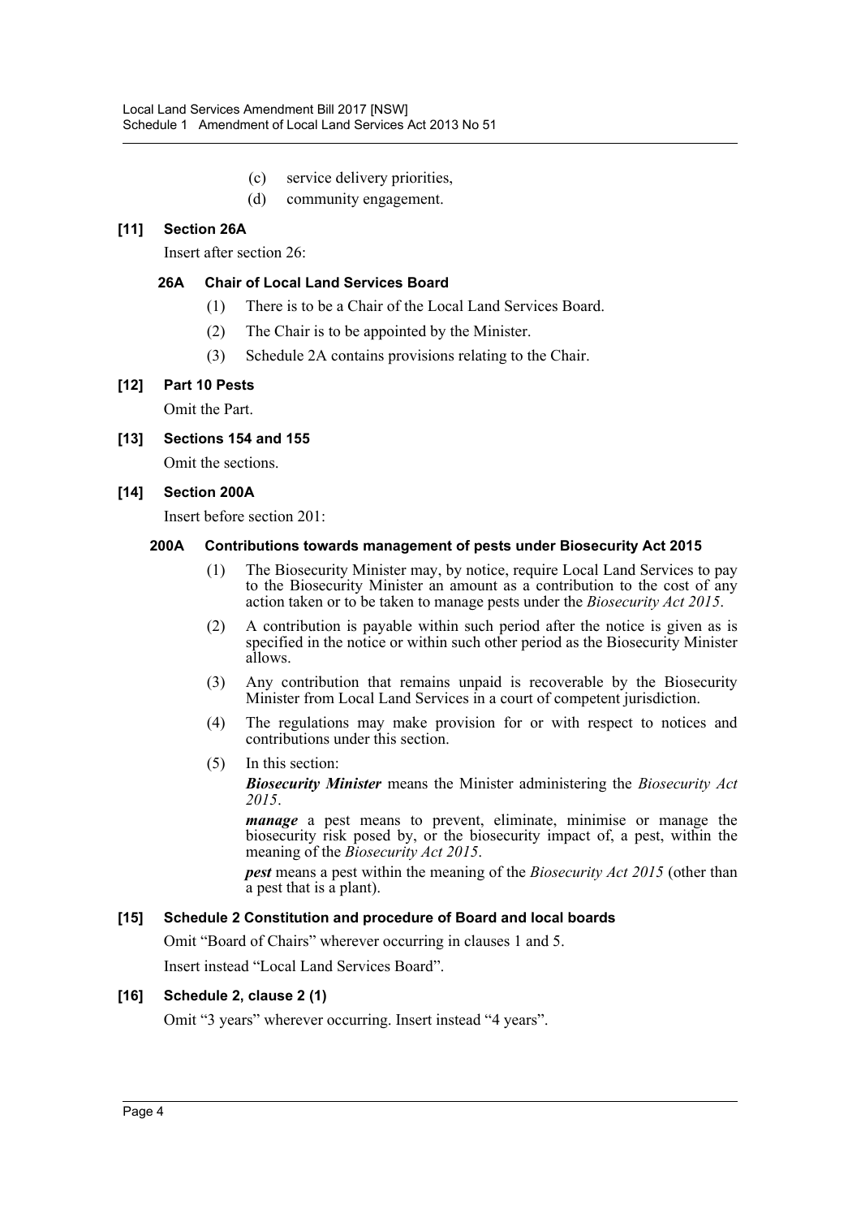(c) service delivery priorities,

(d) community engagement.

**[11] Section 26A**

Insert after section 26:

**26A Chair of Local Land Services Board**

(1) There is to be a Chair of the Local Land Services Board.

(2) The Chair is to be appointed by the Minister.

(3) Schedule 2A contains provisions relating to the Chair.

**[12] Part 10 Pests**

Omit the Part.

**[13] Sections 154 and 155**

Omit the sections.

**[14] Section 200A**

Insert before section 201:

**200A Contributions towards management of pests under Biosecurity Act 2015**

(1) The Biosecurity Minister may, by notice, require Local Land Services to pay to the Biosecurity Minister an amount as a contribution to the cost of any action taken or to be taken to manage pests under the *Biosecurity Act 2015*.

(2) A contribution is payable within such period after the notice is given as is specified in the notice or within such other period as the Biosecurity Minister allows.

(3) Any contribution that remains unpaid is recoverable by the Biosecurity Minister from Local Land Services in a court of competent jurisdiction.

(4) The regulations may make provision for or with respect to notices and contributions under this section.

(5) In this section:

***Biosecurity Minister*** means the Minister administering the *Biosecurity Act 2015*.

***manage*** a pest means to prevent, eliminate, minimise or manage the biosecurity risk posed by, or the biosecurity impact of, a pest, within the meaning of the *Biosecurity Act 2015*.

***pest*** means a pest within the meaning of the *Biosecurity Act 2015* (other than a pest that is a plant).

**[15] Schedule 2 Constitution and procedure of Board and local boards**

Omit "Board of Chairs" wherever occurring in clauses 1 and 5.

Insert instead "Local Land Services Board".

**[16] Schedule 2, clause 2 (1)**

Omit "3 years" wherever occurring. Insert instead "4 years".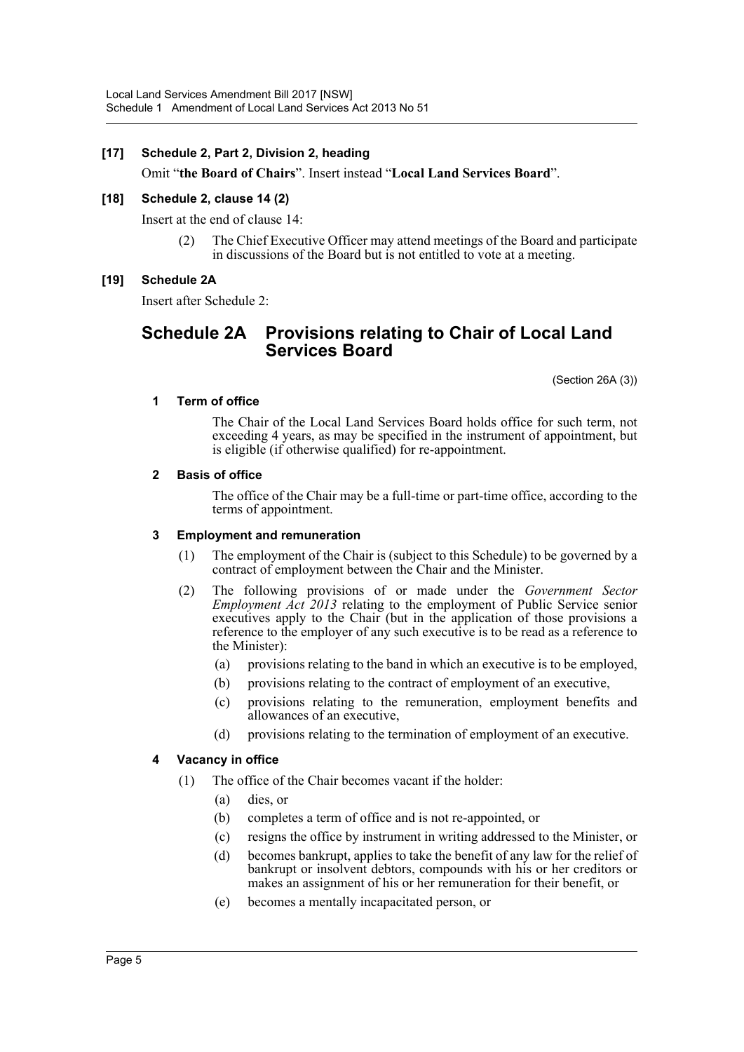**[17] Schedule 2, Part 2, Division 2, heading**

Omit "**the Board of Chairs**". Insert instead "**Local Land Services Board**".

**[18] Schedule 2, clause 14 (2)**

Insert at the end of clause 14:

(2) The Chief Executive Officer may attend meetings of the Board and participate in discussions of the Board but is not entitled to vote at a meeting.

**[19] Schedule 2A**

Insert after Schedule 2:

## Schedule 2A Provisions relating to Chair of Local Land Services Board

(Section 26A (3))

### 1 Term of office

The Chair of the Local Land Services Board holds office for such term, not exceeding 4 years, as may be specified in the instrument of appointment, but is eligible (if otherwise qualified) for re-appointment.

### 2 Basis of office

The office of the Chair may be a full-time or part-time office, according to the terms of appointment.

### 3 Employment and remuneration

(1) The employment of the Chair is (subject to this Schedule) to be governed by a contract of employment between the Chair and the Minister.

(2) The following provisions of or made under the *Government Sector Employment Act 2013* relating to the employment of Public Service senior executives apply to the Chair (but in the application of those provisions a reference to the employer of any such executive is to be read as a reference to the Minister):

(a) provisions relating to the band in which an executive is to be employed,

(b) provisions relating to the contract of employment of an executive,

(c) provisions relating to the remuneration, employment benefits and allowances of an executive,

(d) provisions relating to the termination of employment of an executive.

### 4 Vacancy in office

(1) The office of the Chair becomes vacant if the holder:

(a) dies, or

(b) completes a term of office and is not re-appointed, or

(c) resigns the office by instrument in writing addressed to the Minister, or

(d) becomes bankrupt, applies to take the benefit of any law for the relief of bankrupt or insolvent debtors, compounds with his or her creditors or makes an assignment of his or her remuneration for their benefit, or

(e) becomes a mentally incapacitated person, or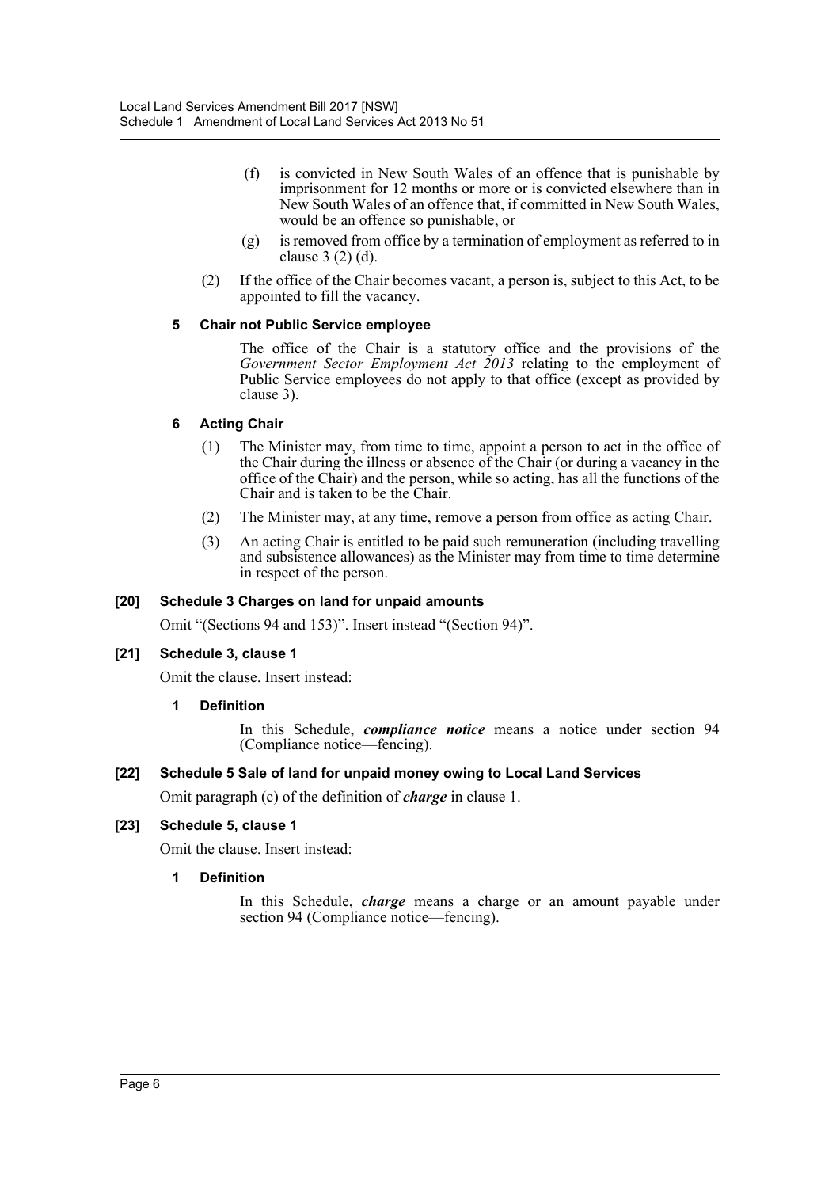(f) is convicted in New South Wales of an offence that is punishable by imprisonment for 12 months or more or is convicted elsewhere than in New South Wales of an offence that, if committed in New South Wales, would be an offence so punishable, or

(g) is removed from office by a termination of employment as referred to in clause 3 (2) (d).

(2) If the office of the Chair becomes vacant, a person is, subject to this Act, to be appointed to fill the vacancy.

**5 Chair not Public Service employee**

The office of the Chair is a statutory office and the provisions of the *Government Sector Employment Act 2013* relating to the employment of Public Service employees do not apply to that office (except as provided by clause 3).

**6 Acting Chair**

(1) The Minister may, from time to time, appoint a person to act in the office of the Chair during the illness or absence of the Chair (or during a vacancy in the office of the Chair) and the person, while so acting, has all the functions of the Chair and is taken to be the Chair.

(2) The Minister may, at any time, remove a person from office as acting Chair.

(3) An acting Chair is entitled to be paid such remuneration (including travelling and subsistence allowances) as the Minister may from time to time determine in respect of the person.

**[20] Schedule 3 Charges on land for unpaid amounts**

Omit "(Sections 94 and 153)". Insert instead "(Section 94)".

**[21] Schedule 3, clause 1**

Omit the clause. Insert instead:

**1 Definition**

In this Schedule, ***compliance notice*** means a notice under section 94 (Compliance notice—fencing).

**[22] Schedule 5 Sale of land for unpaid money owing to Local Land Services**

Omit paragraph (c) of the definition of ***charge*** in clause 1.

**[23] Schedule 5, clause 1**

Omit the clause. Insert instead:

**1 Definition**

In this Schedule, ***charge*** means a charge or an amount payable under section 94 (Compliance notice—fencing).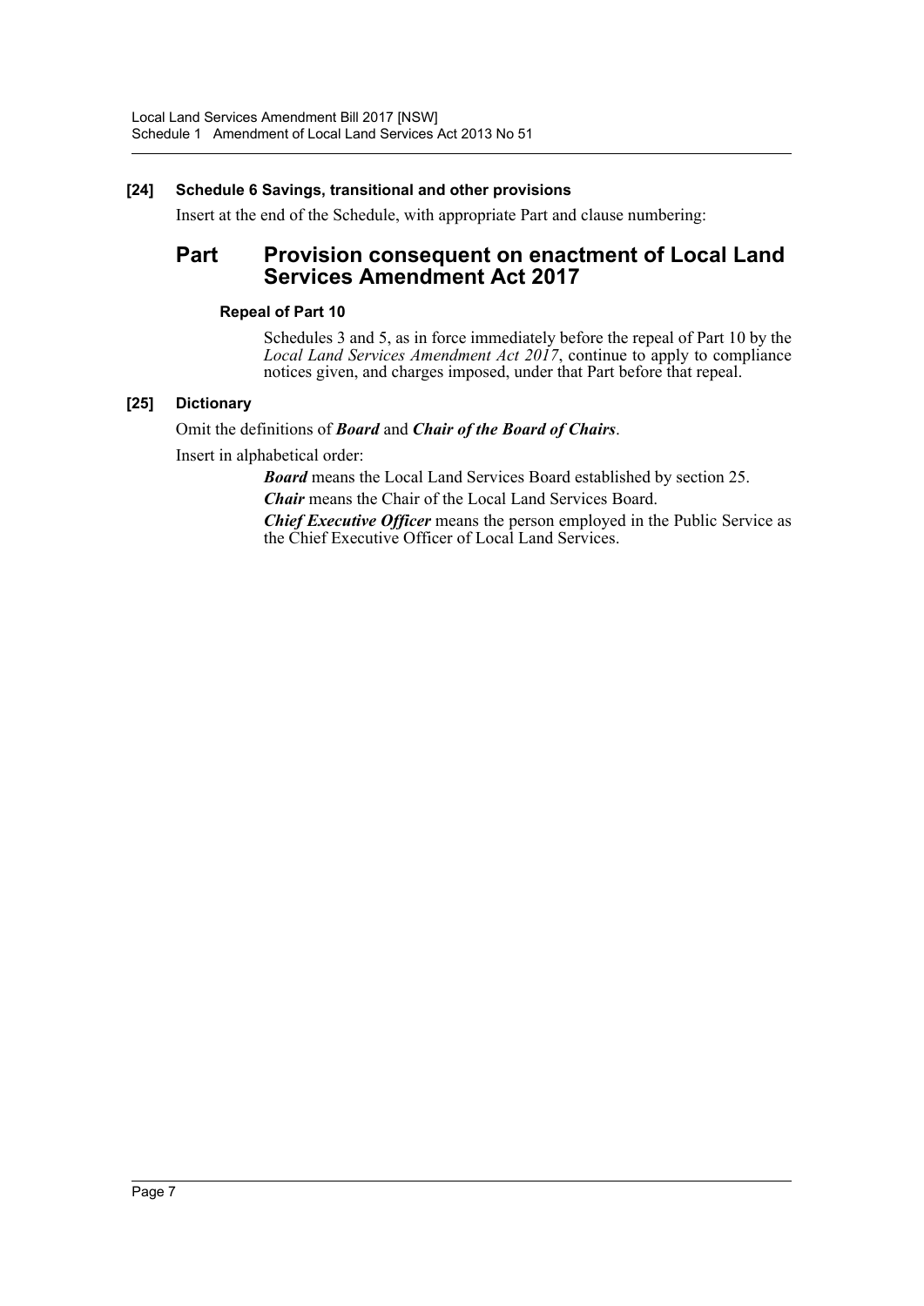### [24] Schedule 6 Savings, transitional and other provisions

Insert at the end of the Schedule, with appropriate Part and clause numbering:

## Part Provision consequent on enactment of Local Land Services Amendment Act 2017

#### Repeal of Part 10

Schedules 3 and 5, as in force immediately before the repeal of Part 10 by the *Local Land Services Amendment Act 2017*, continue to apply to compliance notices given, and charges imposed, under that Part before that repeal.

### [25] Dictionary

Omit the definitions of ***Board*** and ***Chair of the Board of Chairs***.

Insert in alphabetical order:

***Board*** means the Local Land Services Board established by section 25.

***Chair*** means the Chair of the Local Land Services Board.

***Chief Executive Officer*** means the person employed in the Public Service as the Chief Executive Officer of Local Land Services.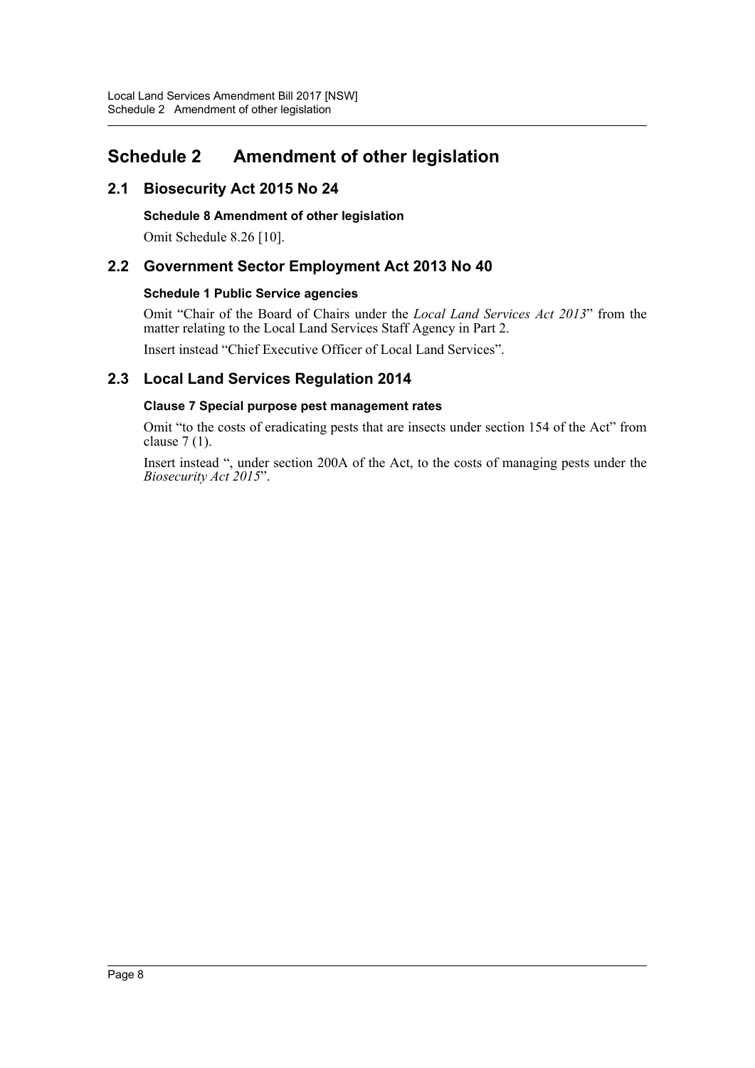# Schedule 2 Amendment of other legislation

## 2.1 Biosecurity Act 2015 No 24

### Schedule 8 Amendment of other legislation

Omit Schedule 8.26 [10].

## 2.2 Government Sector Employment Act 2013 No 40

### Schedule 1 Public Service agencies

Omit "Chair of the Board of Chairs under the *Local Land Services Act 2013*" from the matter relating to the Local Land Services Staff Agency in Part 2.

Insert instead "Chief Executive Officer of Local Land Services".

## 2.3 Local Land Services Regulation 2014

### Clause 7 Special purpose pest management rates

Omit "to the costs of eradicating pests that are insects under section 154 of the Act" from clause 7 (1).

Insert instead ", under section 200A of the Act, to the costs of managing pests under the *Biosecurity Act 2015*".